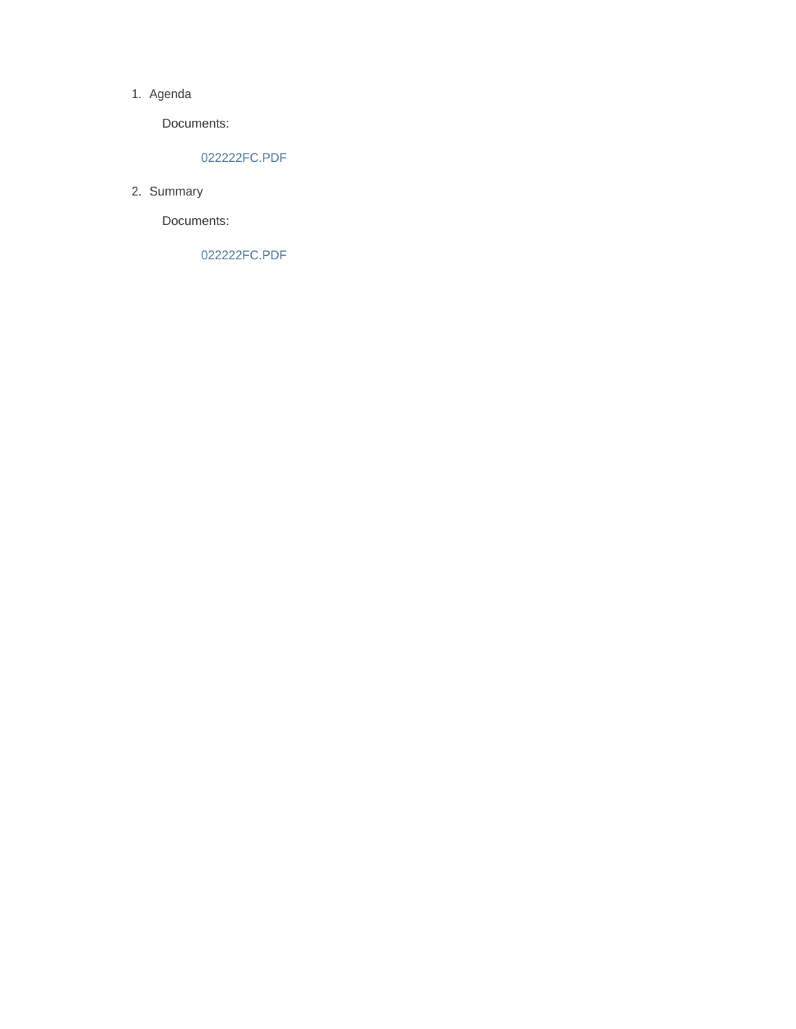1. Agenda

   Documents:

      022222FC.PDF

2. Summary

   Documents:

      022222FC.PDF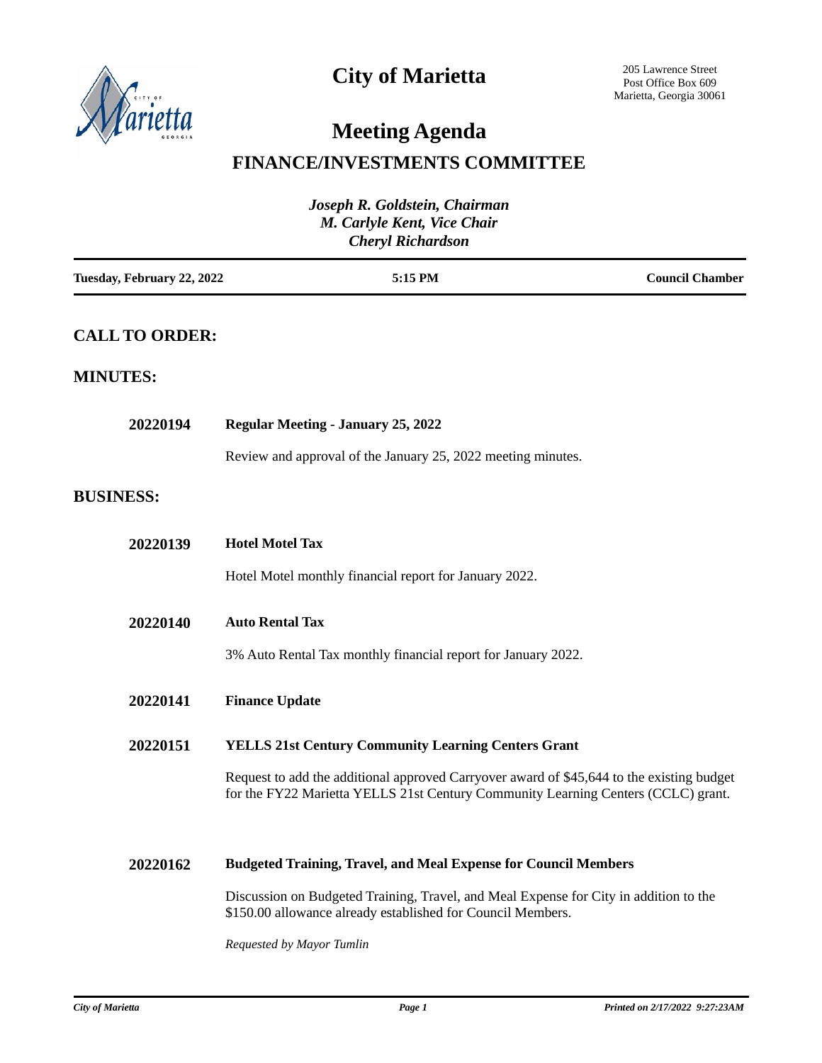# City of Marietta

205 Lawrence Street
Post Office Box 609
Marietta, Georgia 30061

# Meeting Agenda

## FINANCE/INVESTMENTS COMMITTEE

*Joseph R. Goldstein, Chairman*
*M. Carlyle Kent, Vice Chair*
*Cheryl Richardson*

**Tuesday, February 22, 2022** | **5:15 PM** | **Council Chamber**

## CALL TO ORDER:

## MINUTES:

**20220194** **Regular Meeting - January 25, 2022**

Review and approval of the January 25, 2022 meeting minutes.

## BUSINESS:

**20220139** **Hotel Motel Tax**

Hotel Motel monthly financial report for January 2022.

**20220140** **Auto Rental Tax**

3% Auto Rental Tax monthly financial report for January 2022.

**20220141** **Finance Update**

**20220151** **YELLS 21st Century Community Learning Centers Grant**

Request to add the additional approved Carryover award of $45,644 to the existing budget for the FY22 Marietta YELLS 21st Century Community Learning Centers (CCLC) grant.

**20220162** **Budgeted Training, Travel, and Meal Expense for Council Members**

Discussion on Budgeted Training, Travel, and Meal Expense for City in addition to the $150.00 allowance already established for Council Members.

*Requested by Mayor Tumlin*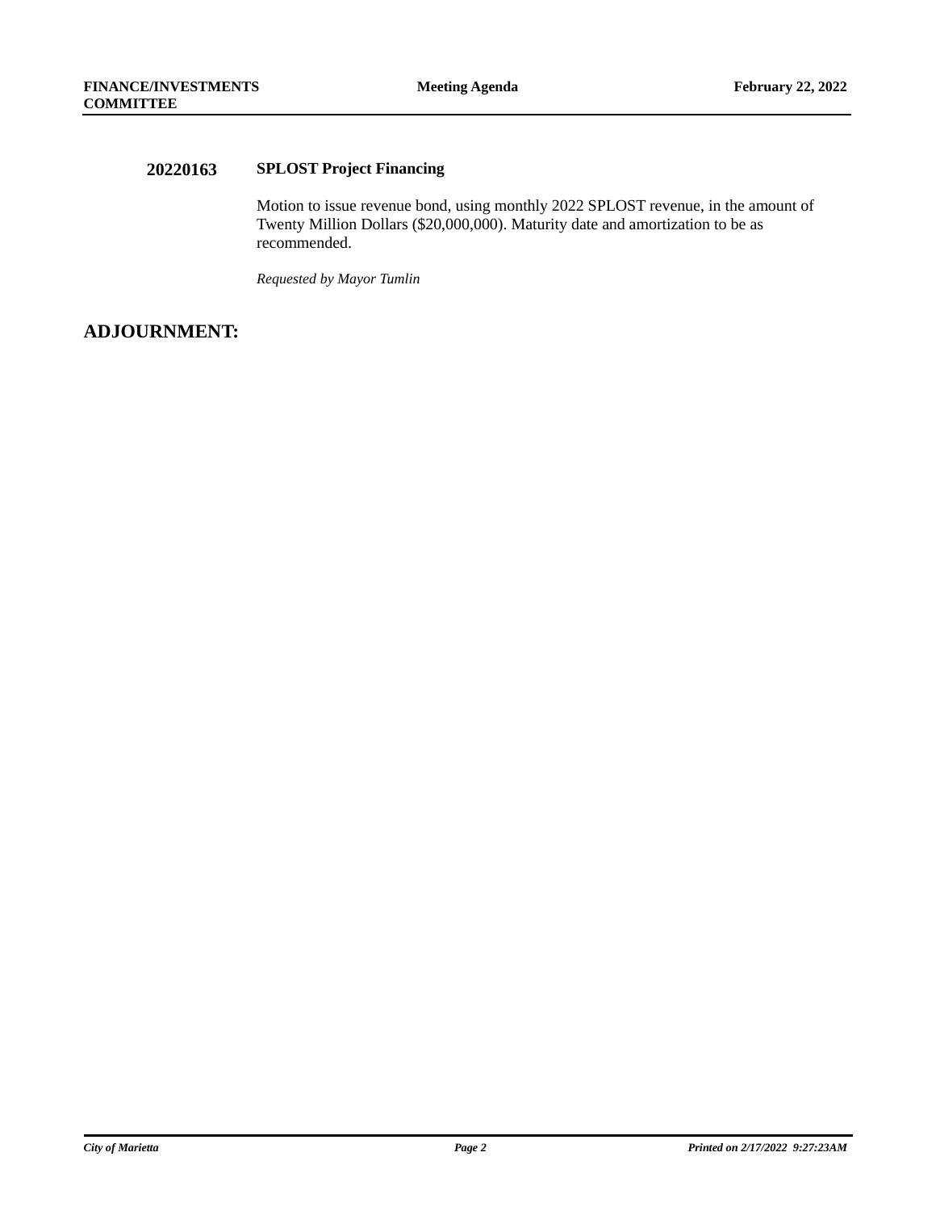**20220163** **SPLOST Project Financing**

Motion to issue revenue bond, using monthly 2022 SPLOST revenue, in the amount of Twenty Million Dollars ($20,000,000). Maturity date and amortization to be as recommended.

*Requested by Mayor Tumlin*

## ADJOURNMENT: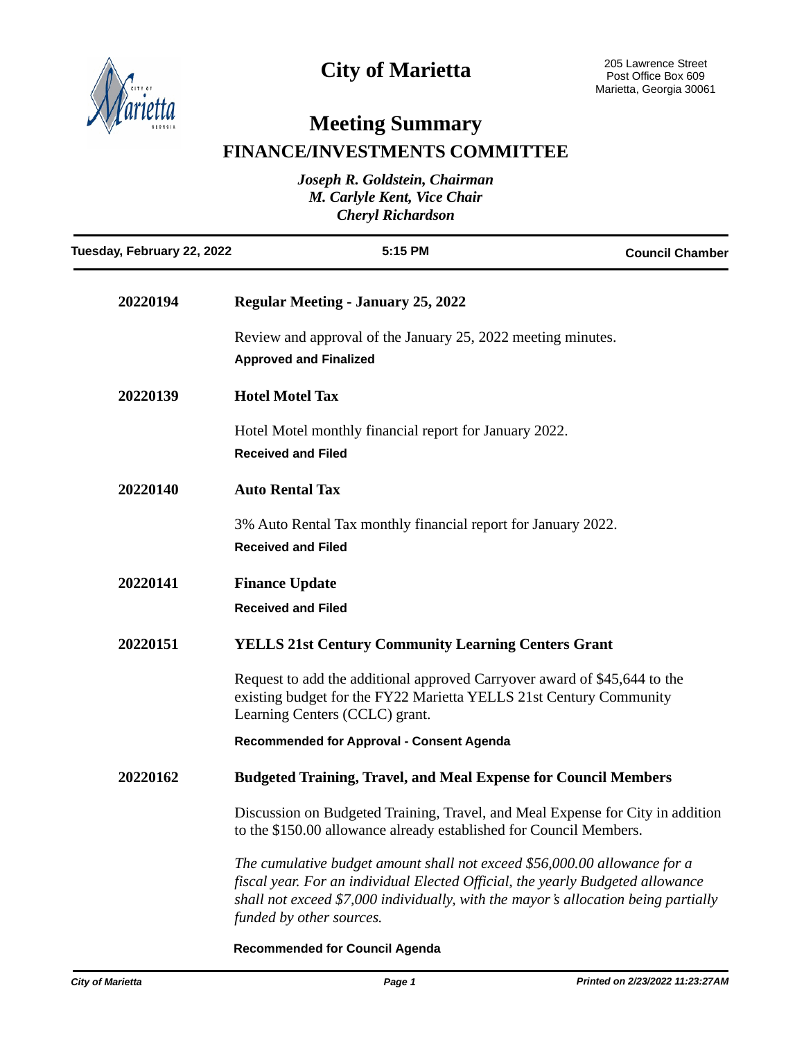# City of Marietta

205 Lawrence Street
Post Office Box 609
Marietta, Georgia 30061

# Meeting Summary

## FINANCE/INVESTMENTS COMMITTEE

*Joseph R. Goldstein, Chairman*
*M. Carlyle Kent, Vice Chair*
*Cheryl Richardson*

| Tuesday, February 22, 2022 | 5:15 PM | Council Chamber |
|---|---|---|

**20220194** **Regular Meeting - January 25, 2022**

Review and approval of the January 25, 2022 meeting minutes.

**Approved and Finalized**

**20220139** **Hotel Motel Tax**

Hotel Motel monthly financial report for January 2022.

**Received and Filed**

**20220140** **Auto Rental Tax**

3% Auto Rental Tax monthly financial report for January 2022.

**Received and Filed**

**20220141** **Finance Update**

**Received and Filed**

**20220151** **YELLS 21st Century Community Learning Centers Grant**

Request to add the additional approved Carryover award of $45,644 to the existing budget for the FY22 Marietta YELLS 21st Century Community Learning Centers (CCLC) grant.

**Recommended for Approval - Consent Agenda**

**20220162** **Budgeted Training, Travel, and Meal Expense for Council Members**

Discussion on Budgeted Training, Travel, and Meal Expense for City in addition to the $150.00 allowance already established for Council Members.

*The cumulative budget amount shall not exceed $56,000.00 allowance for a fiscal year. For an individual Elected Official, the yearly Budgeted allowance shall not exceed $7,000 individually, with the mayor's allocation being partially funded by other sources.*

**Recommended for Council Agenda**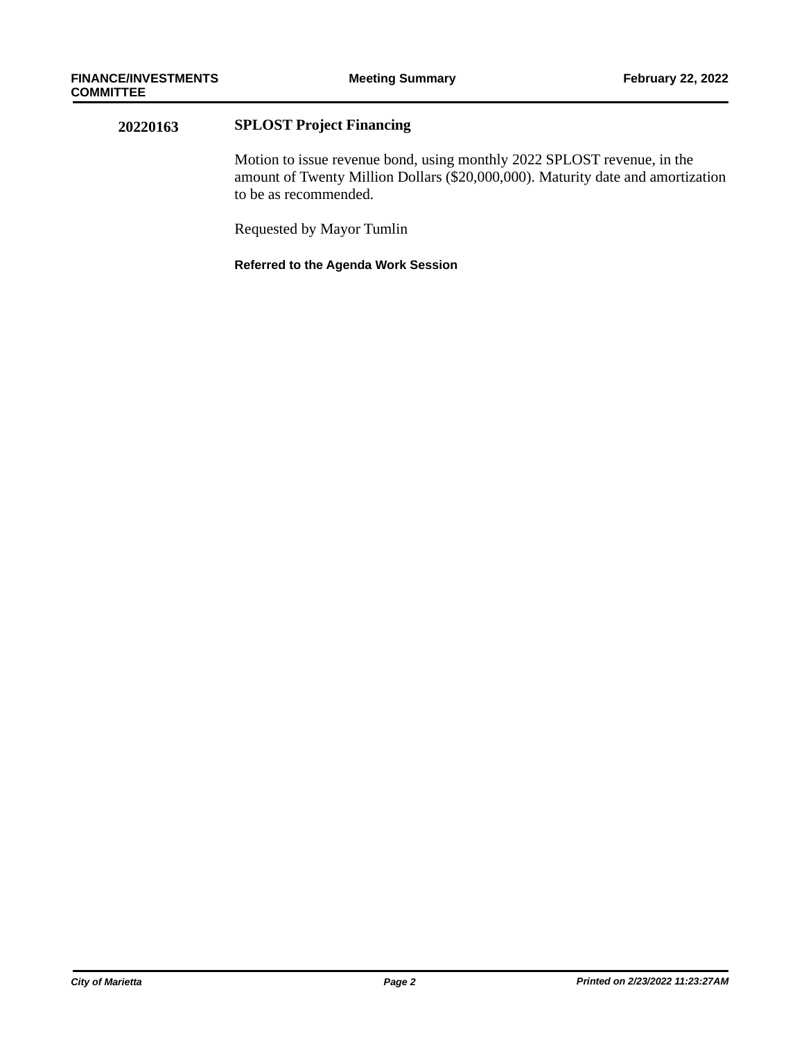**20220163** **SPLOST Project Financing**

Motion to issue revenue bond, using monthly 2022 SPLOST revenue, in the amount of Twenty Million Dollars ($20,000,000). Maturity date and amortization to be as recommended.

Requested by Mayor Tumlin

**Referred to the Agenda Work Session**